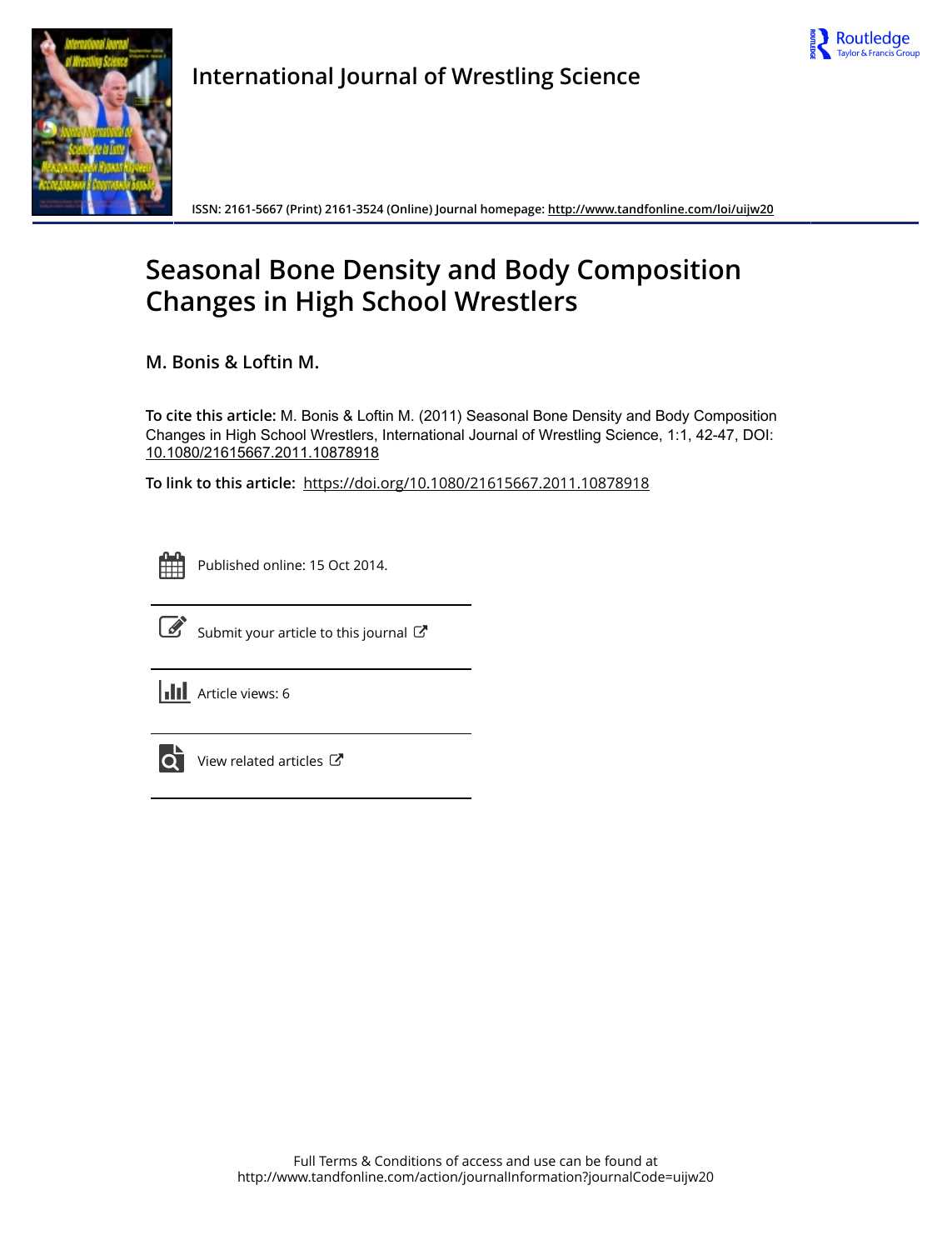International Journal of Wrestling Science

ISSN: 2161-5667 (Print) 2161-3524 (Online) Journal homepage: http://www.tandfonline.com/loi/uijw20

# Seasonal Bone Density and Body Composition Changes in High School Wrestlers

M. Bonis & Loftin M.

**To cite this article:** M. Bonis & Loftin M. (2011) Seasonal Bone Density and Body Composition Changes in High School Wrestlers, International Journal of Wrestling Science, 1:1, 42-47, DOI: 10.1080/21615667.2011.10878918

**To link to this article:** https://doi.org/10.1080/21615667.2011.10878918

Published online: 15 Oct 2014.

Submit your article to this journal

Article views: 6

View related articles

Full Terms & Conditions of access and use can be found at
http://www.tandfonline.com/action/journalInformation?journalCode=uijw20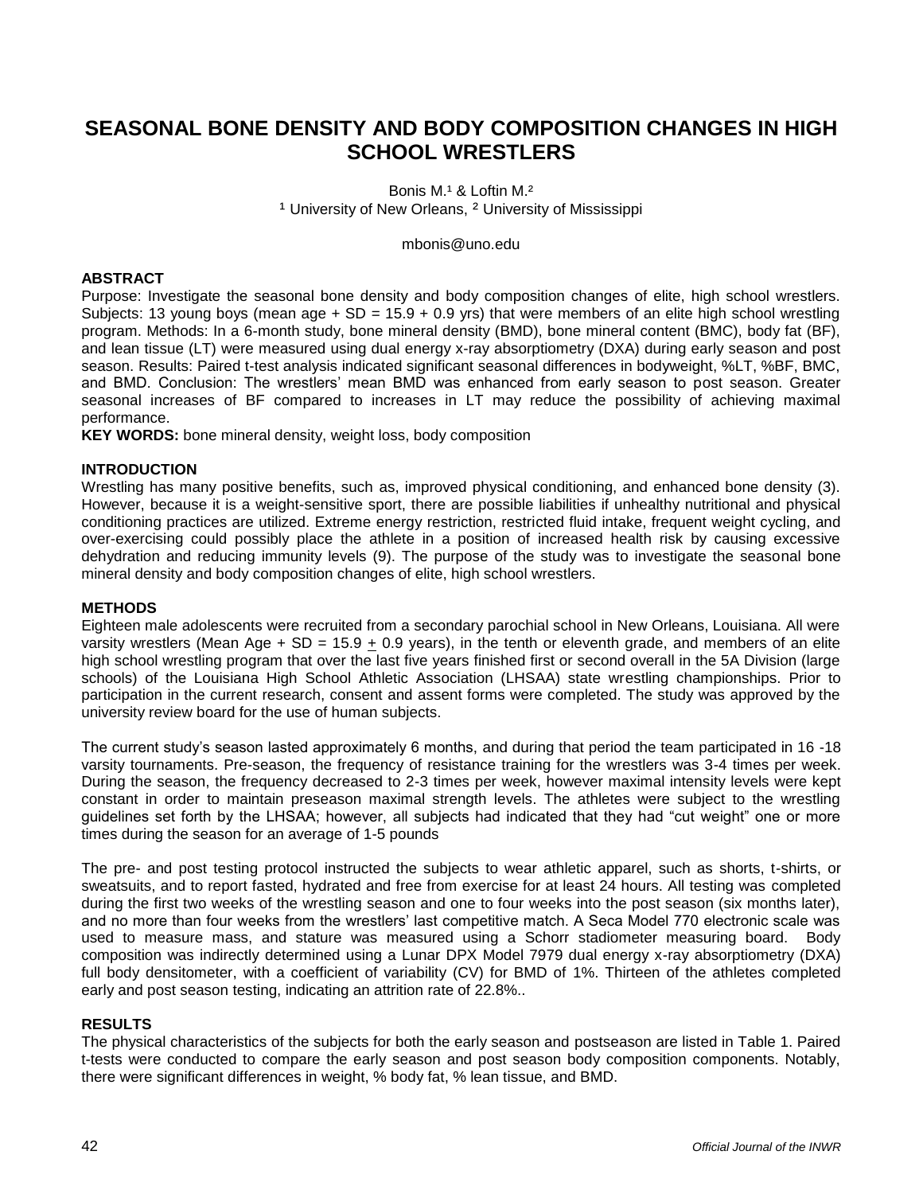# SEASONAL BONE DENSITY AND BODY COMPOSITION CHANGES IN HIGH SCHOOL WRESTLERS

Bonis M.[1] & Loftin M.[2]
[1] University of New Orleans, [2] University of Mississippi

mbonis@uno.edu

### ABSTRACT

Purpose: Investigate the seasonal bone density and body composition changes of elite, high school wrestlers. Subjects: 13 young boys (mean age + SD = 15.9 + 0.9 yrs) that were members of an elite high school wrestling program. Methods: In a 6-month study, bone mineral density (BMD), bone mineral content (BMC), body fat (BF), and lean tissue (LT) were measured using dual energy x-ray absorptiometry (DXA) during early season and post season. Results: Paired t-test analysis indicated significant seasonal differences in bodyweight, %LT, %BF, BMC, and BMD. Conclusion: The wrestlers' mean BMD was enhanced from early season to post season. Greater seasonal increases of BF compared to increases in LT may reduce the possibility of achieving maximal performance.

**KEY WORDS:** bone mineral density, weight loss, body composition

### INTRODUCTION

Wrestling has many positive benefits, such as, improved physical conditioning, and enhanced bone density (3). However, because it is a weight-sensitive sport, there are possible liabilities if unhealthy nutritional and physical conditioning practices are utilized. Extreme energy restriction, restricted fluid intake, frequent weight cycling, and over-exercising could possibly place the athlete in a position of increased health risk by causing excessive dehydration and reducing immunity levels (9). The purpose of the study was to investigate the seasonal bone mineral density and body composition changes of elite, high school wrestlers.

### METHODS

Eighteen male adolescents were recruited from a secondary parochial school in New Orleans, Louisiana. All were varsity wrestlers (Mean Age + SD = 15.9 ± 0.9 years), in the tenth or eleventh grade, and members of an elite high school wrestling program that over the last five years finished first or second overall in the 5A Division (large schools) of the Louisiana High School Athletic Association (LHSAA) state wrestling championships. Prior to participation in the current research, consent and assent forms were completed. The study was approved by the university review board for the use of human subjects.

The current study's season lasted approximately 6 months, and during that period the team participated in 16 -18 varsity tournaments. Pre-season, the frequency of resistance training for the wrestlers was 3-4 times per week. During the season, the frequency decreased to 2-3 times per week, however maximal intensity levels were kept constant in order to maintain preseason maximal strength levels. The athletes were subject to the wrestling guidelines set forth by the LHSAA; however, all subjects had indicated that they had "cut weight" one or more times during the season for an average of 1-5 pounds

The pre- and post testing protocol instructed the subjects to wear athletic apparel, such as shorts, t-shirts, or sweatsuits, and to report fasted, hydrated and free from exercise for at least 24 hours. All testing was completed during the first two weeks of the wrestling season and one to four weeks into the post season (six months later), and no more than four weeks from the wrestlers' last competitive match. A Seca Model 770 electronic scale was used to measure mass, and stature was measured using a Schorr stadiometer measuring board. Body composition was indirectly determined using a Lunar DPX Model 7979 dual energy x-ray absorptiometry (DXA) full body densitometer, with a coefficient of variability (CV) for BMD of 1%. Thirteen of the athletes completed early and post season testing, indicating an attrition rate of 22.8%..

### RESULTS

The physical characteristics of the subjects for both the early season and postseason are listed in Table 1. Paired t-tests were conducted to compare the early season and post season body composition components. Notably, there were significant differences in weight, % body fat, % lean tissue, and BMD.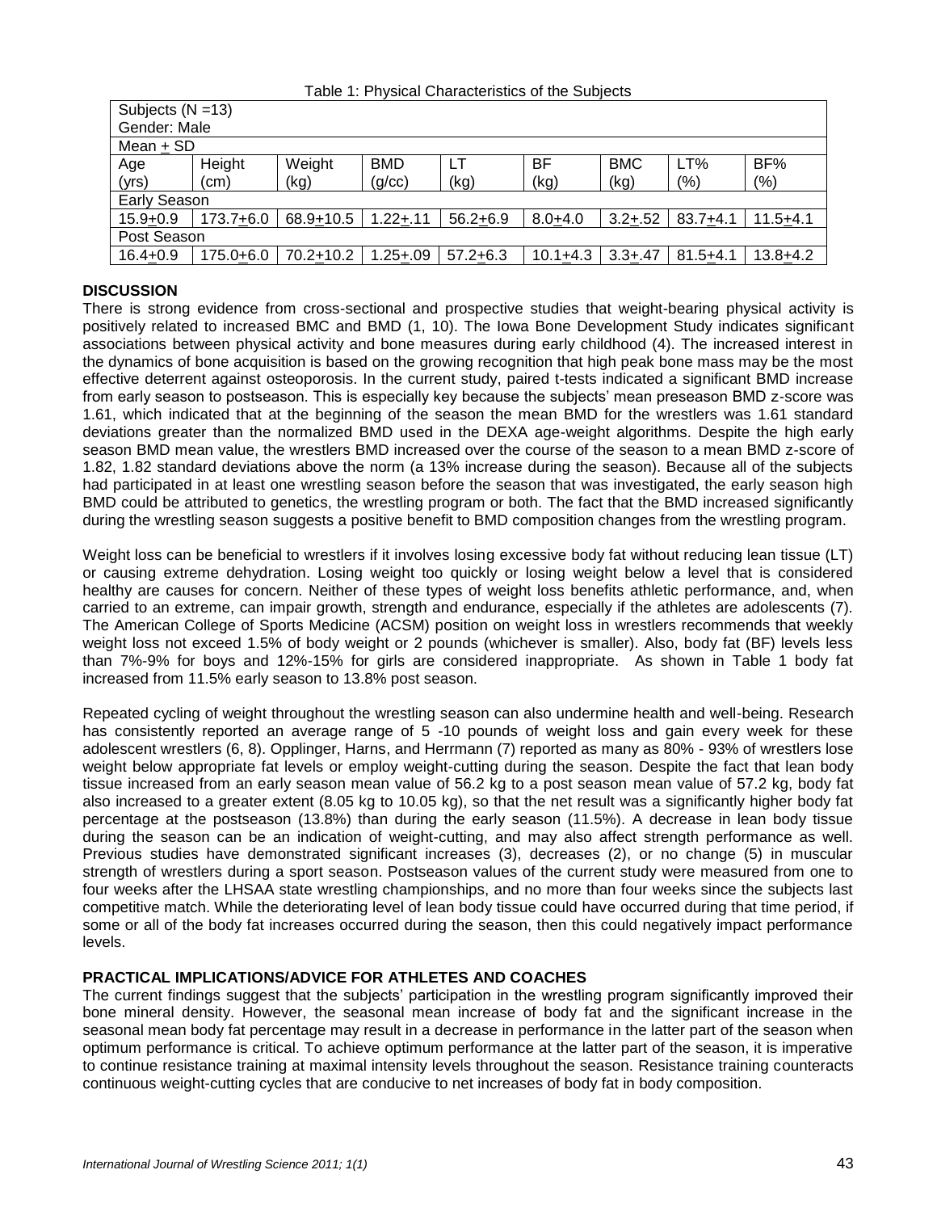Table 1: Physical Characteristics of the Subjects

| Subjects (N =13) | | | | | | | | |
|---|---|---|---|---|---|---|---|---|
| Gender: Male | | | | | | | | |
| Mean ± SD | | | | | | | | |
| Age (yrs) | Height (cm) | Weight (kg) | BMD (g/cc) | LT (kg) | BF (kg) | BMC (kg) | LT% (%) | BF% (%) |
| Early Season | | | | | | | | |
| 15.9±0.9 | 173.7±6.0 | 68.9±10.5 | 1.22±.11 | 56.2±6.9 | 8.0±4.0 | 3.2±.52 | 83.7±4.1 | 11.5±4.1 |
| Post Season | | | | | | | | |
| 16.4±0.9 | 175.0±6.0 | 70.2±10.2 | 1.25±.09 | 57.2±6.3 | 10.1±4.3 | 3.3±.47 | 81.5±4.1 | 13.8±4.2 |

## DISCUSSION

There is strong evidence from cross-sectional and prospective studies that weight-bearing physical activity is positively related to increased BMC and BMD (1, 10). The Iowa Bone Development Study indicates significant associations between physical activity and bone measures during early childhood (4). The increased interest in the dynamics of bone acquisition is based on the growing recognition that high peak bone mass may be the most effective deterrent against osteoporosis. In the current study, paired t-tests indicated a significant BMD increase from early season to postseason. This is especially key because the subjects' mean preseason BMD z-score was 1.61, which indicated that at the beginning of the season the mean BMD for the wrestlers was 1.61 standard deviations greater than the normalized BMD used in the DEXA age-weight algorithms. Despite the high early season BMD mean value, the wrestlers BMD increased over the course of the season to a mean BMD z-score of 1.82, 1.82 standard deviations above the norm (a 13% increase during the season). Because all of the subjects had participated in at least one wrestling season before the season that was investigated, the early season high BMD could be attributed to genetics, the wrestling program or both. The fact that the BMD increased significantly during the wrestling season suggests a positive benefit to BMD composition changes from the wrestling program.

Weight loss can be beneficial to wrestlers if it involves losing excessive body fat without reducing lean tissue (LT) or causing extreme dehydration. Losing weight too quickly or losing weight below a level that is considered healthy are causes for concern. Neither of these types of weight loss benefits athletic performance, and, when carried to an extreme, can impair growth, strength and endurance, especially if the athletes are adolescents (7). The American College of Sports Medicine (ACSM) position on weight loss in wrestlers recommends that weekly weight loss not exceed 1.5% of body weight or 2 pounds (whichever is smaller). Also, body fat (BF) levels less than 7%-9% for boys and 12%-15% for girls are considered inappropriate. As shown in Table 1 body fat increased from 11.5% early season to 13.8% post season.

Repeated cycling of weight throughout the wrestling season can also undermine health and well-being. Research has consistently reported an average range of 5 -10 pounds of weight loss and gain every week for these adolescent wrestlers (6, 8). Opplinger, Harns, and Herrmann (7) reported as many as 80% - 93% of wrestlers lose weight below appropriate fat levels or employ weight-cutting during the season. Despite the fact that lean body tissue increased from an early season mean value of 56.2 kg to a post season mean value of 57.2 kg, body fat also increased to a greater extent (8.05 kg to 10.05 kg), so that the net result was a significantly higher body fat percentage at the postseason (13.8%) than during the early season (11.5%). A decrease in lean body tissue during the season can be an indication of weight-cutting, and may also affect strength performance as well. Previous studies have demonstrated significant increases (3), decreases (2), or no change (5) in muscular strength of wrestlers during a sport season. Postseason values of the current study were measured from one to four weeks after the LHSAA state wrestling championships, and no more than four weeks since the subjects last competitive match. While the deteriorating level of lean body tissue could have occurred during that time period, if some or all of the body fat increases occurred during the season, then this could negatively impact performance levels.

## PRACTICAL IMPLICATIONS/ADVICE FOR ATHLETES AND COACHES

The current findings suggest that the subjects' participation in the wrestling program significantly improved their bone mineral density. However, the seasonal mean increase of body fat and the significant increase in the seasonal mean body fat percentage may result in a decrease in performance in the latter part of the season when optimum performance is critical. To achieve optimum performance at the latter part of the season, it is imperative to continue resistance training at maximal intensity levels throughout the season. Resistance training counteracts continuous weight-cutting cycles that are conducive to net increases of body fat in body composition.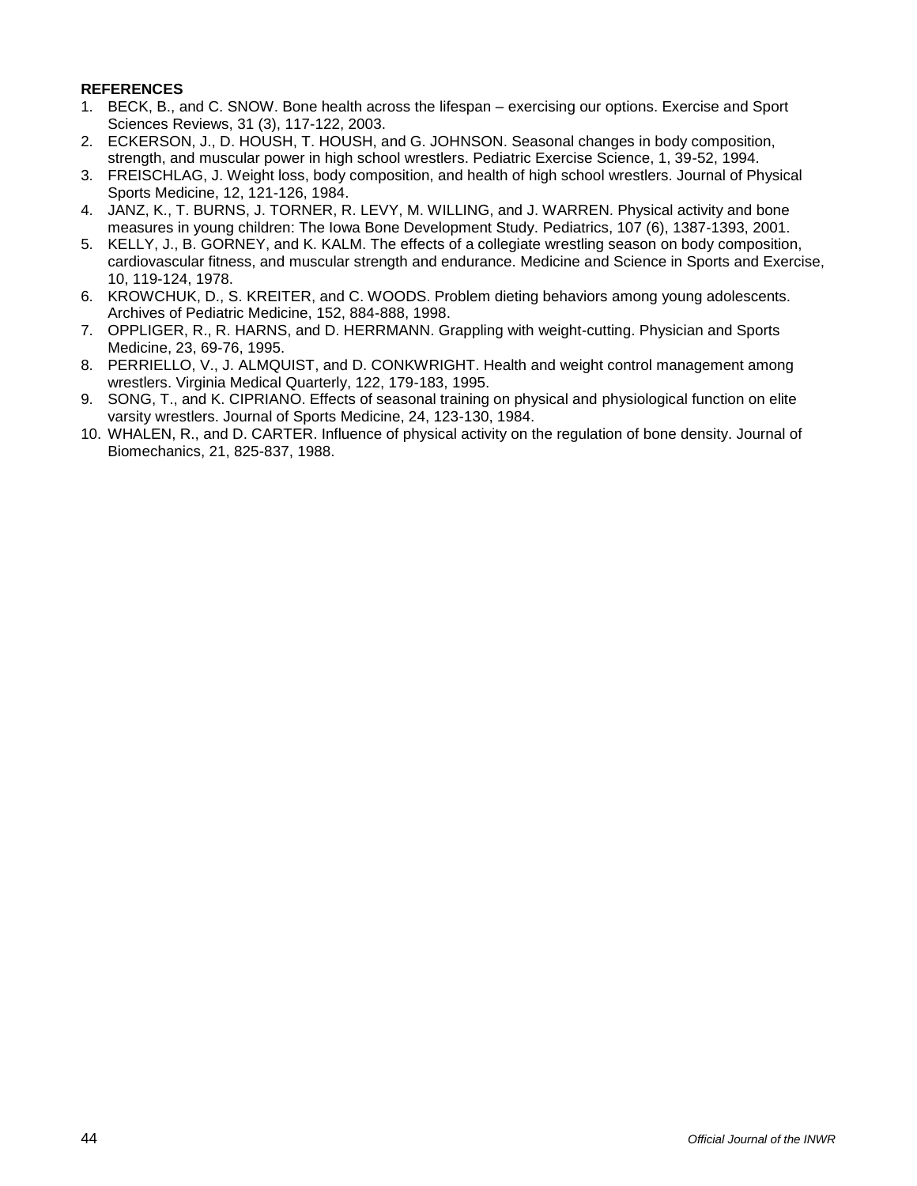**REFERENCES**

1. BECK, B., and C. SNOW. Bone health across the lifespan – exercising our options. Exercise and Sport Sciences Reviews, 31 (3), 117-122, 2003.
2. ECKERSON, J., D. HOUSH, T. HOUSH, and G. JOHNSON. Seasonal changes in body composition, strength, and muscular power in high school wrestlers. Pediatric Exercise Science, 1, 39-52, 1994.
3. FREISCHLAG, J. Weight loss, body composition, and health of high school wrestlers. Journal of Physical Sports Medicine, 12, 121-126, 1984.
4. JANZ, K., T. BURNS, J. TORNER, R. LEVY, M. WILLING, and J. WARREN. Physical activity and bone measures in young children: The Iowa Bone Development Study. Pediatrics, 107 (6), 1387-1393, 2001.
5. KELLY, J., B. GORNEY, and K. KALM. The effects of a collegiate wrestling season on body composition, cardiovascular fitness, and muscular strength and endurance. Medicine and Science in Sports and Exercise, 10, 119-124, 1978.
6. KROWCHUK, D., S. KREITER, and C. WOODS. Problem dieting behaviors among young adolescents. Archives of Pediatric Medicine, 152, 884-888, 1998.
7. OPPLIGER, R., R. HARNS, and D. HERRMANN. Grappling with weight-cutting. Physician and Sports Medicine, 23, 69-76, 1995.
8. PERRIELLO, V., J. ALMQUIST, and D. CONKWRIGHT. Health and weight control management among wrestlers. Virginia Medical Quarterly, 122, 179-183, 1995.
9. SONG, T., and K. CIPRIANO. Effects of seasonal training on physical and physiological function on elite varsity wrestlers. Journal of Sports Medicine, 24, 123-130, 1984.
10. WHALEN, R., and D. CARTER. Influence of physical activity on the regulation of bone density. Journal of Biomechanics, 21, 825-837, 1988.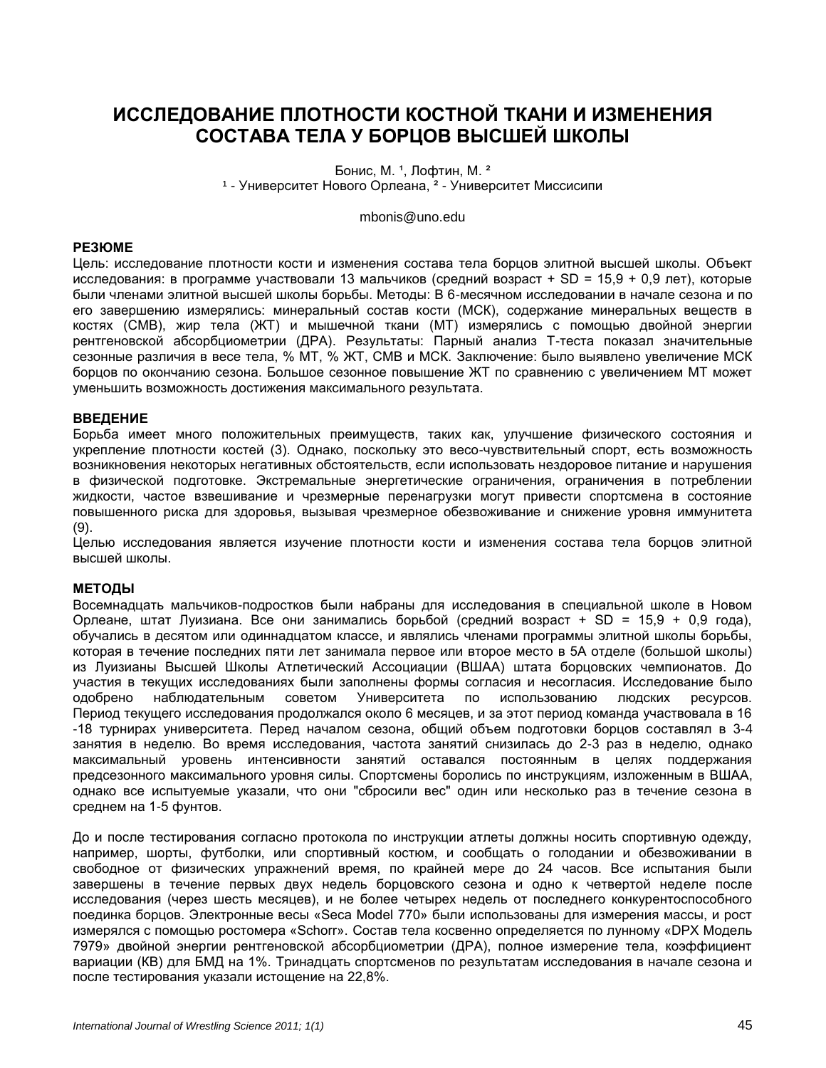# ИССЛЕДОВАНИЕ ПЛОТНОСТИ КОСТНОЙ ТКАНИ И ИЗМЕНЕНИЯ СОСТАВА ТЕЛА У БОРЦОВ ВЫСШЕЙ ШКОЛЫ

Бонис, М. [1], Лофтин, М. [2]
[1] - Университет Нового Орлеана, [2] - Университет Миссисипи

mbonis@uno.edu

## РЕЗЮМЕ

Цель: исследование плотности кости и изменения состава тела борцов элитной высшей школы. Объект исследования: в программе участвовали 13 мальчиков (средний возраст + SD = 15,9 + 0,9 лет), которые были членами элитной высшей школы борьбы. Методы: В 6-месячном исследовании в начале сезона и по его завершению измерялись: минеральный состав кости (МСК), содержание минеральных веществ в костях (СМВ), жир тела (ЖТ) и мышечной ткани (МТ) измерялись с помощью двойной энергии рентгеновской абсорбциометрии (ДРА). Результаты: Парный анализ Т-теста показал значительные сезонные различия в весе тела, % МТ, % ЖТ, СМВ и МСК. Заключение: было выявлено увеличение МСК борцов по окончанию сезона. Большое сезонное повышение ЖТ по сравнению с увеличением МТ может уменьшить возможность достижения максимального результата.

## ВВЕДЕНИЕ

Борьба имеет много положительных преимуществ, таких как, улучшение физического состояния и укрепление плотности костей (3). Однако, поскольку это весо-чувствительный спорт, есть возможность возникновения некоторых негативных обстоятельств, если использовать нездоровое питание и нарушения в физической подготовке. Экстремальные энергетические ограничения, ограничения в потреблении жидкости, частое взвешивание и чрезмерные перенагрузки могут привести спортсмена в состояние повышенного риска для здоровья, вызывая чрезмерное обезвоживание и снижение уровня иммунитета (9).

Целью исследования является изучение плотности кости и изменения состава тела борцов элитной высшей школы.

## МЕТОДЫ

Восемнадцать мальчиков-подростков были набраны для исследования в специальной школе в Новом Орлеане, штат Луизиана. Все они занимались борьбой (средний возраст + SD = 15,9 + 0,9 года), обучались в десятом или одиннадцатом классе, и являлись членами программы элитной школы борьбы, которая в течение последних пяти лет занимала первое или второе место в 5А отделе (большой школы) из Луизианы Высшей Школы Атлетический Ассоциации (ВШАА) штата борцовских чемпионатов. До участия в текущих исследованиях были заполнены формы согласия и несогласия. Исследование было одобрено наблюдательным советом Университета по использованию людских ресурсов. Период текущего исследования продолжался около 6 месяцев, и за этот период команда участвовала в 16 -18 турнирах университета. Перед началом сезона, общий объем подготовки борцов составлял в 3-4 занятия в неделю. Во время исследования, частота занятий снизилась до 2-3 раз в неделю, однако максимальный уровень интенсивности занятий оставался постоянным в целях поддержания предсезонного максимального уровня силы. Спортсмены боролись по инструкциям, изложенным в ВШАА, однако все испытуемые указали, что они "сбросили вес" один или несколько раз в течение сезона в среднем на 1-5 фунтов.

До и после тестирования согласно протокола по инструкции атлеты должны носить спортивную одежду, например, шорты, футболки, или спортивный костюм, и сообщать о голодании и обезвоживании в свободное от физических упражнений время, по крайней мере до 24 часов. Все испытания были завершены в течение первых двух недель борцовского сезона и одно к четвертой неделе после исследования (через шесть месяцев), и не более четырех недель от последнего конкурентоспособного поединка борцов. Электронные весы «Seca Model 770» были использованы для измерения массы, и рост измерялся с помощью ростомера «Schorr». Состав тела косвенно определяется по лунному «DPX Модель 7979» двойной энергии рентгеновской абсорбциометрии (ДРА), полное измерение тела, коэффициент вариации (КВ) для БМД на 1%. Тринадцать спортсменов по результатам исследования в начале сезона и после тестирования указали истощение на 22,8%.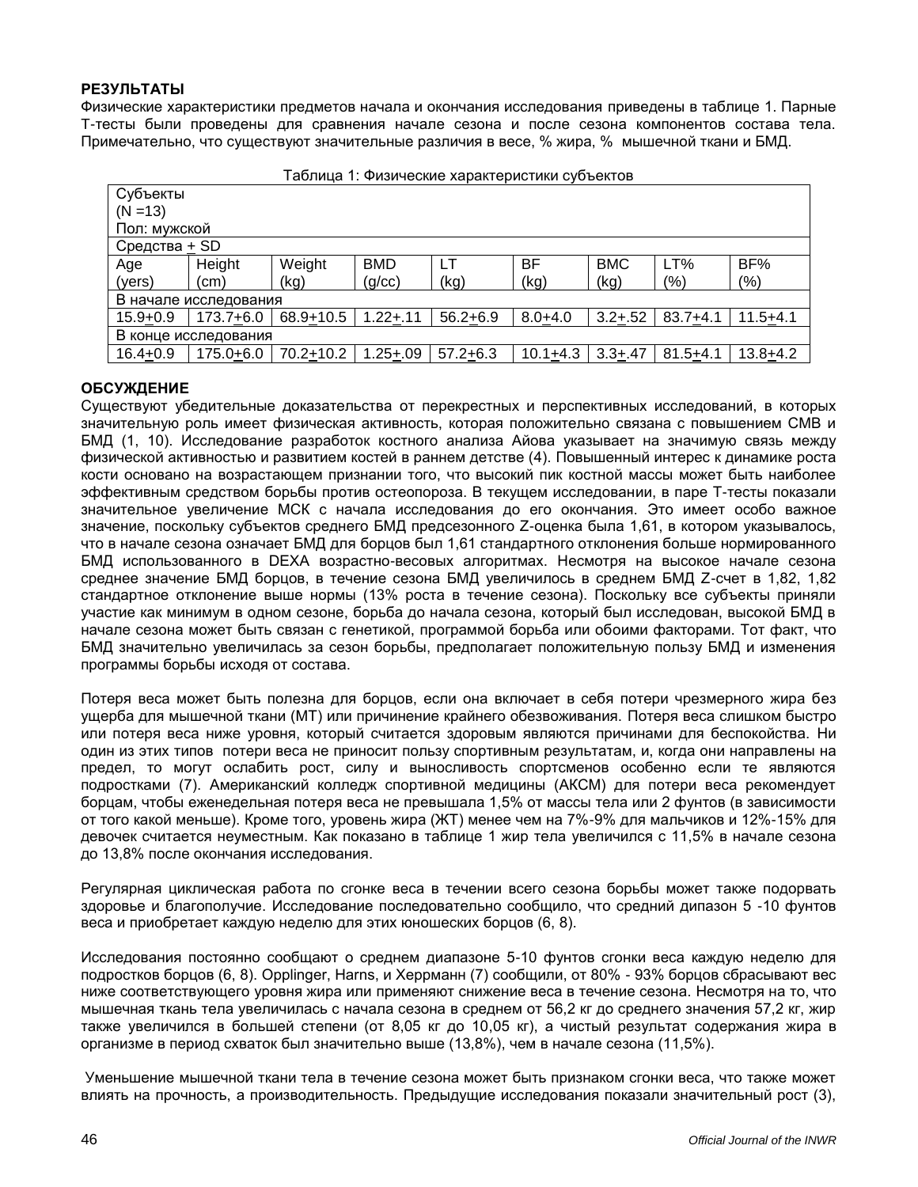**РЕЗУЛЬТАТЫ**

Физические характеристики предметов начала и окончания исследования приведены в таблице 1. Парные Т-тесты были проведены для сравнения начале сезона и после сезона компонентов состава тела. Примечательно, что существуют значительные различия в весе, % жира, % мышечной ткани и БМД.

Таблица 1: Физические характеристики субъектов

| Субъекты (N =13) Пол: мужской | | | | | | | | |
|---|---|---|---|---|---|---|---|---|
| Средства + SD | | | | | | | | |
| Age (yers) | Height (cm) | Weight (kg) | BMD (g/cc) | LT (kg) | BF (kg) | BMC (kg) | LT% (%) | BF% (%) |
| В начале исследования | | | | | | | | |
| 15.9+0.9 | 173.7+6.0 | 68.9+10.5 | 1.22+.11 | 56.2+6.9 | 8.0+4.0 | 3.2+.52 | 83.7+4.1 | 11.5+4.1 |
| В конце исследования | | | | | | | | |
| 16.4+0.9 | 175.0+6.0 | 70.2+10.2 | 1.25+.09 | 57.2+6.3 | 10.1+4.3 | 3.3+.47 | 81.5+4.1 | 13.8+4.2 |

**ОБСУЖДЕНИЕ**

Существуют убедительные доказательства от перекрестных и перспективных исследований, в которых значительную роль имеет физическая активность, которая положительно связана с повышением СМВ и БМД (1, 10). Исследование разработок костного анализа Айова указывает на значимую связь между физической активностью и развитием костей в раннем детстве (4). Повышенный интерес к динамике роста кости основано на возрастающем признании того, что высокий пик костной массы может быть наиболее эффективным средством борьбы против остеопороза. В текущем исследовании, в паре Т-тесты показали значительное увеличение МСК с начала исследования до его окончания. Это имеет особо важное значение, поскольку субъектов среднего БМД предсезонного Z-оценка была 1,61, в котором указывалось, что в начале сезона означает БМД для борцов был 1,61 стандартного отклонения больше нормированного БМД использованного в DEXA возрастно-весовых алгоритмах. Несмотря на высокое начале сезона среднее значение БМД борцов, в течение сезона БМД увеличилось в среднем БМД Z-счет в 1,82, 1,82 стандартное отклонение выше нормы (13% роста в течение сезона). Поскольку все субъекты приняли участие как минимум в одном сезоне, борьба до начала сезона, который был исследован, высокой БМД в начале сезона может быть связан с генетикой, программой борьба или обоими факторами. Тот факт, что БМД значительно увеличилась за сезон борьбы, предполагает положительную пользу БМД и изменения программы борьбы исходя от состава.

Потеря веса может быть полезна для борцов, если она включает в себя потери чрезмерного жира без ущерба для мышечной ткани (МТ) или причинение крайнего обезвоживания. Потеря веса слишком быстро или потеря веса ниже уровня, который считается здоровым являются причинами для беспокойства. Ни один из этих типов потери веса не приносит пользу спортивным результатам, и, когда они направлены на предел, то могут ослабить рост, силу и выносливость спортсменов особенно если те являются подростками (7). Американский колледж спортивной медицины (АКСМ) для потери веса рекомендует борцам, чтобы еженедельная потеря веса не превышала 1,5% от массы тела или 2 фунтов (в зависимости от того какой меньше). Кроме того, уровень жира (ЖТ) менее чем на 7%-9% для мальчиков и 12%-15% для девочек считается неуместным. Как показано в таблице 1 жир тела увеличился с 11,5% в начале сезона до 13,8% после окончания исследования.

Регулярная циклическая работа по сгонке веса в течении всего сезона борьбы может также подорвать здоровье и благополучие. Исследование последовательно сообщило, что средний дипазон 5 -10 фунтов веса и приобретает каждую неделю для этих юношеских борцов (6, 8).

Исследования постоянно сообщают о среднем диапазоне 5-10 фунтов сгонки веса каждую неделю для подростков борцов (6, 8). Opplinger, Harns, и Херрманн (7) сообщили, от 80% - 93% борцов сбрасывают вес ниже соответствующего уровня жира или применяют снижение веса в течение сезона. Несмотря на то, что мышечная ткань тела увеличилась с начала сезона в среднем от 56,2 кг до среднего значения 57,2 кг, жир также увеличился в большей степени (от 8,05 кг до 10,05 кг), а чистый результат содержания жира в организме в период схваток был значительно выше (13,8%), чем в начале сезона (11,5%).

Уменьшение мышечной ткани тела в течение сезона может быть признаком сгонки веса, что также может влиять на прочность, а производительность. Предыдущие исследования показали значительный рост (3),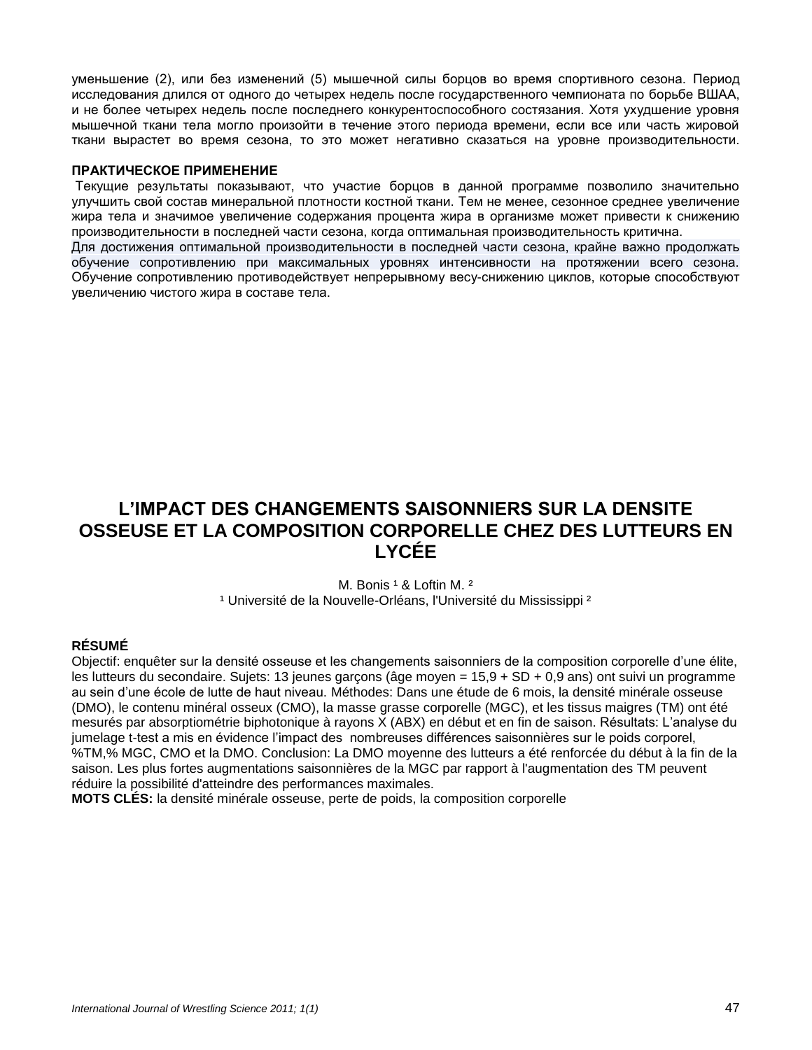уменьшение (2), или без изменений (5) мышечной силы борцов во время спортивного сезона. Период исследования длился от одного до четырех недель после государственного чемпионата по борьбе ВШАА, и не более четырех недель после последнего конкурентоспособного состязания. Хотя ухудшение уровня мышечной ткани тела могло произойти в течение этого периода времени, если все или часть жировой ткани вырастет во время сезона, то это может негативно сказаться на уровне производительности.

**ПРАКТИЧЕСКОЕ ПРИМЕНЕНИЕ**

Текущие результаты показывают, что участие борцов в данной программе позволило значительно улучшить свой состав минеральной плотности костной ткани. Тем не менее, сезонное среднее увеличение жира тела и значимое увеличение содержания процента жира в организме может привести к снижению производительности в последней части сезона, когда оптимальная производительность критична.
Для достижения оптимальной производительности в последней части сезона, крайне важно продолжать обучение сопротивлению при максимальных уровнях интенсивности на протяжении всего сезона. Обучение сопротивлению противодействует непрерывному весу-снижению циклов, которые способствуют увеличению чистого жира в составе тела.

# L'IMPACT DES CHANGEMENTS SAISONNIERS SUR LA DENSITE OSSEUSE ET LA COMPOSITION CORPORELLE CHEZ DES LUTTEURS EN LYCÉE

M. Bonis [1] & Loftin M. [2]

[1] Université de la Nouvelle-Orléans, l'Université du Mississippi [2]

**RÉSUMÉ**

Objectif: enquêter sur la densité osseuse et les changements saisonniers de la composition corporelle d'une élite, les lutteurs du secondaire. Sujets: 13 jeunes garçons (âge moyen = 15,9 + SD + 0,9 ans) ont suivi un programme au sein d'une école de lutte de haut niveau. Méthodes: Dans une étude de 6 mois, la densité minérale osseuse (DMO), le contenu minéral osseux (CMO), la masse grasse corporelle (MGC), et les tissus maigres (TM) ont été mesurés par absorptiométrie biphotonique à rayons X (ABX) en début et en fin de saison. Résultats: L'analyse du jumelage t-test a mis en évidence l'impact des nombreuses différences saisonnières sur le poids corporel, %TM,% MGC, CMO et la DMO. Conclusion: La DMO moyenne des lutteurs a été renforcée du début à la fin de la saison. Les plus fortes augmentations saisonnières de la MGC par rapport à l'augmentation des TM peuvent réduire la possibilité d'atteindre des performances maximales.

**MOTS CLÉS:** la densité minérale osseuse, perte de poids, la composition corporelle